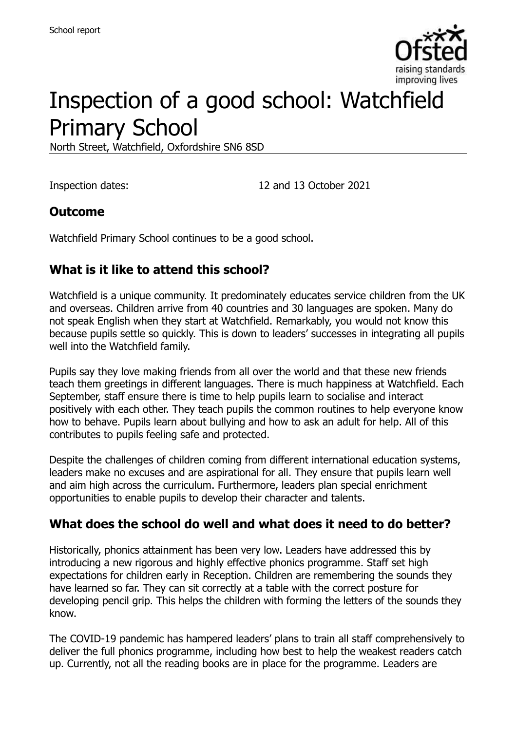School report

# Inspection of a good school: Watchfield Primary School

North Street, Watchfield, Oxfordshire SN6 8SD

Inspection dates: 12 and 13 October 2021

## Outcome

Watchfield Primary School continues to be a good school.

## What is it like to attend this school?

Watchfield is a unique community. It predominately educates service children from the UK and overseas. Children arrive from 40 countries and 30 languages are spoken. Many do not speak English when they start at Watchfield. Remarkably, you would not know this because pupils settle so quickly. This is down to leaders' successes in integrating all pupils well into the Watchfield family.

Pupils say they love making friends from all over the world and that these new friends teach them greetings in different languages. There is much happiness at Watchfield. Each September, staff ensure there is time to help pupils learn to socialise and interact positively with each other. They teach pupils the common routines to help everyone know how to behave. Pupils learn about bullying and how to ask an adult for help. All of this contributes to pupils feeling safe and protected.

Despite the challenges of children coming from different international education systems, leaders make no excuses and are aspirational for all. They ensure that pupils learn well and aim high across the curriculum. Furthermore, leaders plan special enrichment opportunities to enable pupils to develop their character and talents.

## What does the school do well and what does it need to do better?

Historically, phonics attainment has been very low. Leaders have addressed this by introducing a new rigorous and highly effective phonics programme. Staff set high expectations for children early in Reception. Children are remembering the sounds they have learned so far. They can sit correctly at a table with the correct posture for developing pencil grip. This helps the children with forming the letters of the sounds they know.

The COVID-19 pandemic has hampered leaders' plans to train all staff comprehensively to deliver the full phonics programme, including how best to help the weakest readers catch up. Currently, not all the reading books are in place for the programme. Leaders are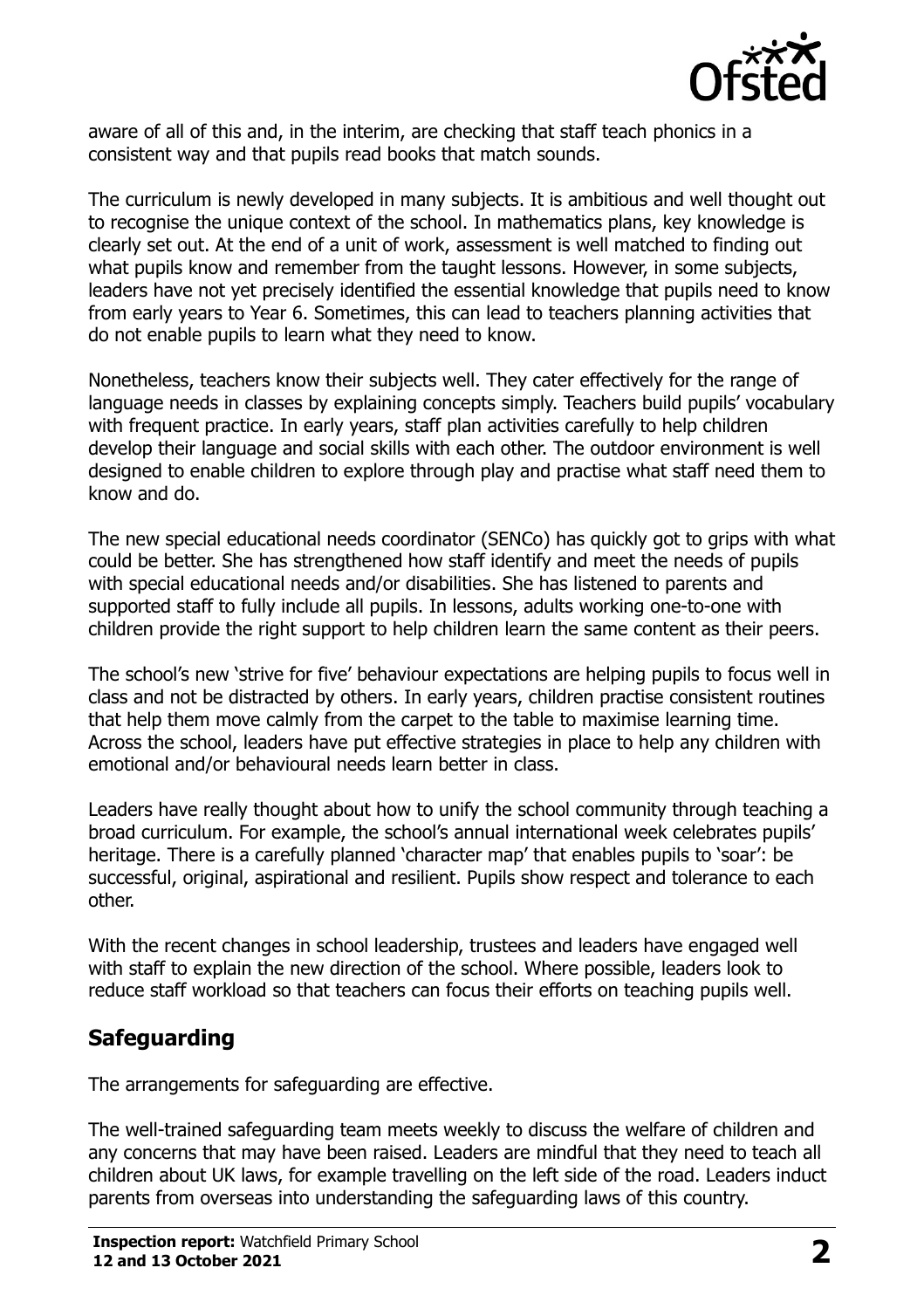aware of all of this and, in the interim, are checking that staff teach phonics in a consistent way and that pupils read books that match sounds.

The curriculum is newly developed in many subjects. It is ambitious and well thought out to recognise the unique context of the school. In mathematics plans, key knowledge is clearly set out. At the end of a unit of work, assessment is well matched to finding out what pupils know and remember from the taught lessons. However, in some subjects, leaders have not yet precisely identified the essential knowledge that pupils need to know from early years to Year 6. Sometimes, this can lead to teachers planning activities that do not enable pupils to learn what they need to know.

Nonetheless, teachers know their subjects well. They cater effectively for the range of language needs in classes by explaining concepts simply. Teachers build pupils' vocabulary with frequent practice. In early years, staff plan activities carefully to help children develop their language and social skills with each other. The outdoor environment is well designed to enable children to explore through play and practise what staff need them to know and do.

The new special educational needs coordinator (SENCo) has quickly got to grips with what could be better. She has strengthened how staff identify and meet the needs of pupils with special educational needs and/or disabilities. She has listened to parents and supported staff to fully include all pupils. In lessons, adults working one-to-one with children provide the right support to help children learn the same content as their peers.

The school's new 'strive for five' behaviour expectations are helping pupils to focus well in class and not be distracted by others. In early years, children practise consistent routines that help them move calmly from the carpet to the table to maximise learning time. Across the school, leaders have put effective strategies in place to help any children with emotional and/or behavioural needs learn better in class.

Leaders have really thought about how to unify the school community through teaching a broad curriculum. For example, the school's annual international week celebrates pupils' heritage. There is a carefully planned 'character map' that enables pupils to 'soar': be successful, original, aspirational and resilient. Pupils show respect and tolerance to each other.

With the recent changes in school leadership, trustees and leaders have engaged well with staff to explain the new direction of the school. Where possible, leaders look to reduce staff workload so that teachers can focus their efforts on teaching pupils well.

## Safeguarding

The arrangements for safeguarding are effective.

The well-trained safeguarding team meets weekly to discuss the welfare of children and any concerns that may have been raised. Leaders are mindful that they need to teach all children about UK laws, for example travelling on the left side of the road. Leaders induct parents from overseas into understanding the safeguarding laws of this country.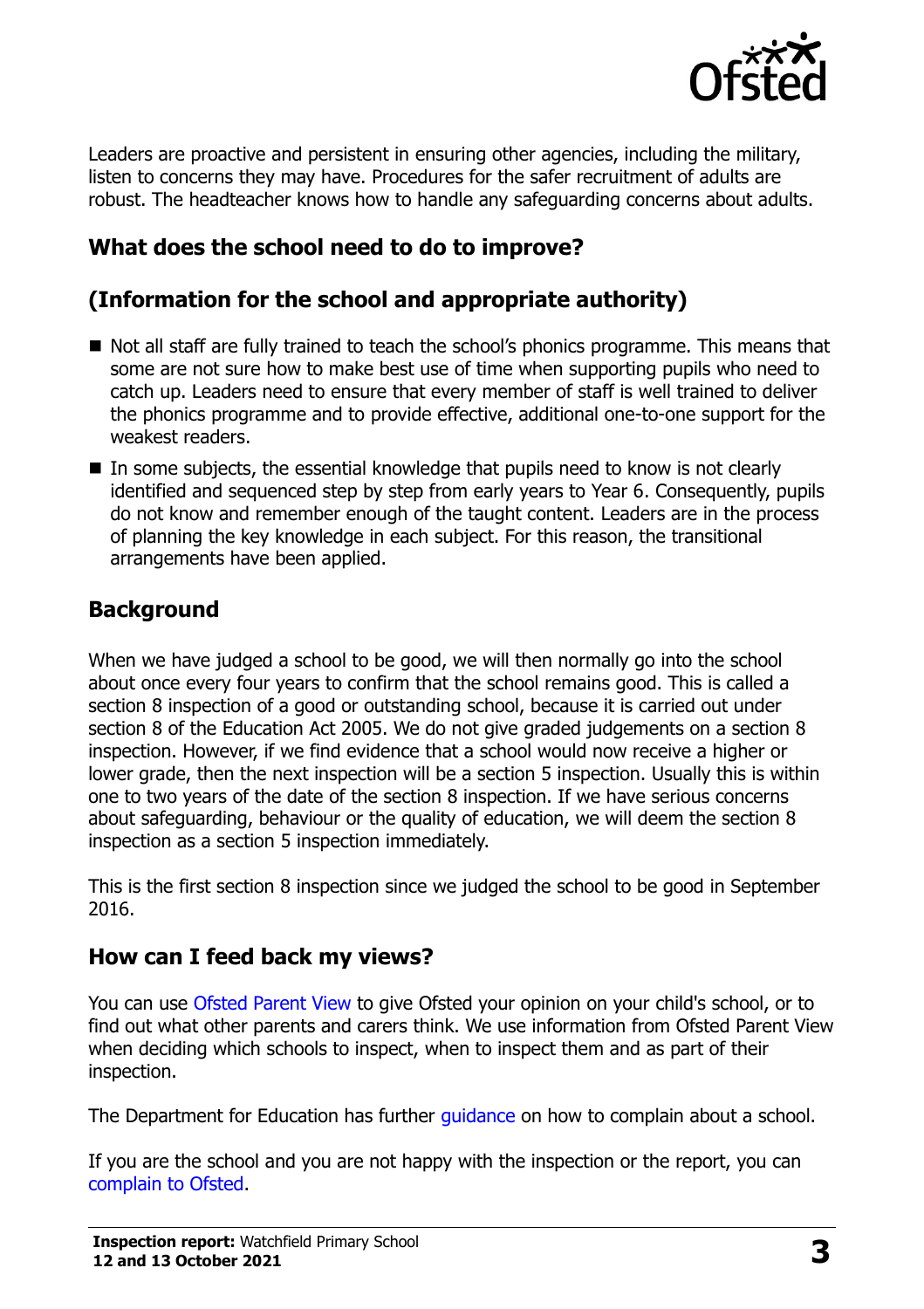Leaders are proactive and persistent in ensuring other agencies, including the military, listen to concerns they may have. Procedures for the safer recruitment of adults are robust. The headteacher knows how to handle any safeguarding concerns about adults.

## What does the school need to do to improve?

## (Information for the school and appropriate authority)

- Not all staff are fully trained to teach the school's phonics programme. This means that some are not sure how to make best use of time when supporting pupils who need to catch up. Leaders need to ensure that every member of staff is well trained to deliver the phonics programme and to provide effective, additional one-to-one support for the weakest readers.
- In some subjects, the essential knowledge that pupils need to know is not clearly identified and sequenced step by step from early years to Year 6. Consequently, pupils do not know and remember enough of the taught content. Leaders are in the process of planning the key knowledge in each subject. For this reason, the transitional arrangements have been applied.

## Background

When we have judged a school to be good, we will then normally go into the school about once every four years to confirm that the school remains good. This is called a section 8 inspection of a good or outstanding school, because it is carried out under section 8 of the Education Act 2005. We do not give graded judgements on a section 8 inspection. However, if we find evidence that a school would now receive a higher or lower grade, then the next inspection will be a section 5 inspection. Usually this is within one to two years of the date of the section 8 inspection. If we have serious concerns about safeguarding, behaviour or the quality of education, we will deem the section 8 inspection as a section 5 inspection immediately.

This is the first section 8 inspection since we judged the school to be good in September 2016.

## How can I feed back my views?

You can use Ofsted Parent View to give Ofsted your opinion on your child's school, or to find out what other parents and carers think. We use information from Ofsted Parent View when deciding which schools to inspect, when to inspect them and as part of their inspection.

The Department for Education has further guidance on how to complain about a school.

If you are the school and you are not happy with the inspection or the report, you can complain to Ofsted.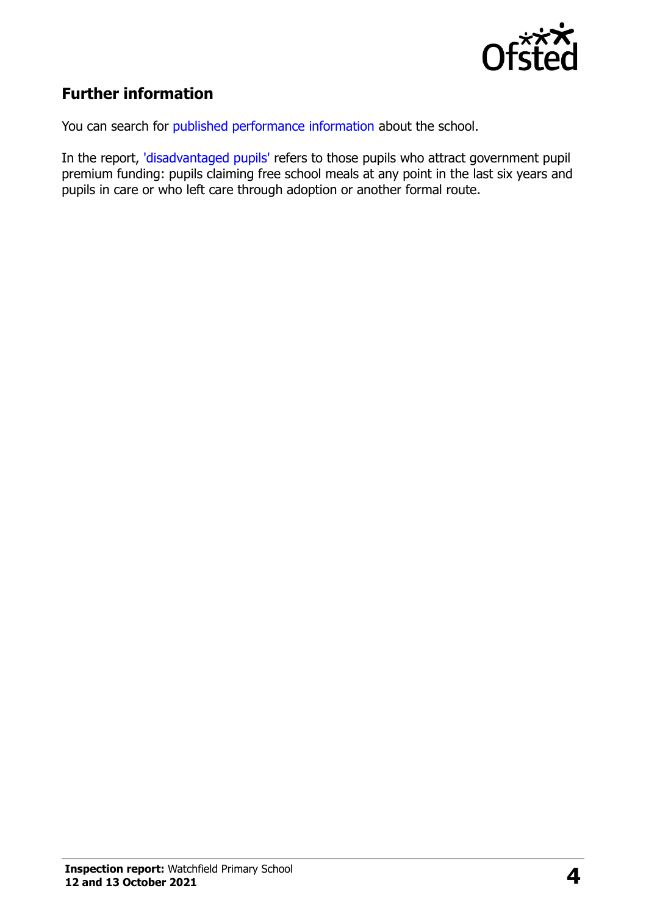## Further information

You can search for published performance information about the school.

In the report, 'disadvantaged pupils' refers to those pupils who attract government pupil premium funding: pupils claiming free school meals at any point in the last six years and pupils in care or who left care through adoption or another formal route.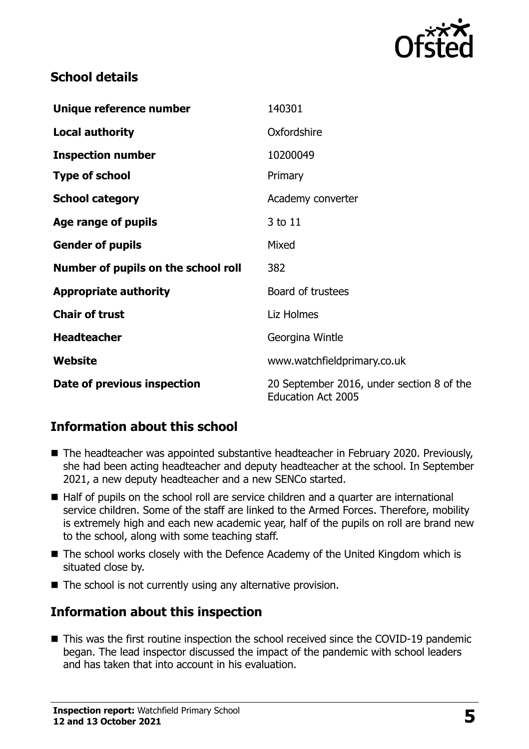## School details

| | |
|---|---|
| **Unique reference number** | 140301 |
| **Local authority** | Oxfordshire |
| **Inspection number** | 10200049 |
| **Type of school** | Primary |
| **School category** | Academy converter |
| **Age range of pupils** | 3 to 11 |
| **Gender of pupils** | Mixed |
| **Number of pupils on the school roll** | 382 |
| **Appropriate authority** | Board of trustees |
| **Chair of trust** | Liz Holmes |
| **Headteacher** | Georgina Wintle |
| **Website** | www.watchfieldprimary.co.uk |
| **Date of previous inspection** | 20 September 2016, under section 8 of the Education Act 2005 |

## Information about this school

- The headteacher was appointed substantive headteacher in February 2020. Previously, she had been acting headteacher and deputy headteacher at the school. In September 2021, a new deputy headteacher and a new SENCo started.
- Half of pupils on the school roll are service children and a quarter are international service children. Some of the staff are linked to the Armed Forces. Therefore, mobility is extremely high and each new academic year, half of the pupils on roll are brand new to the school, along with some teaching staff.
- The school works closely with the Defence Academy of the United Kingdom which is situated close by.
- The school is not currently using any alternative provision.

## Information about this inspection

- This was the first routine inspection the school received since the COVID-19 pandemic began. The lead inspector discussed the impact of the pandemic with school leaders and has taken that into account in his evaluation.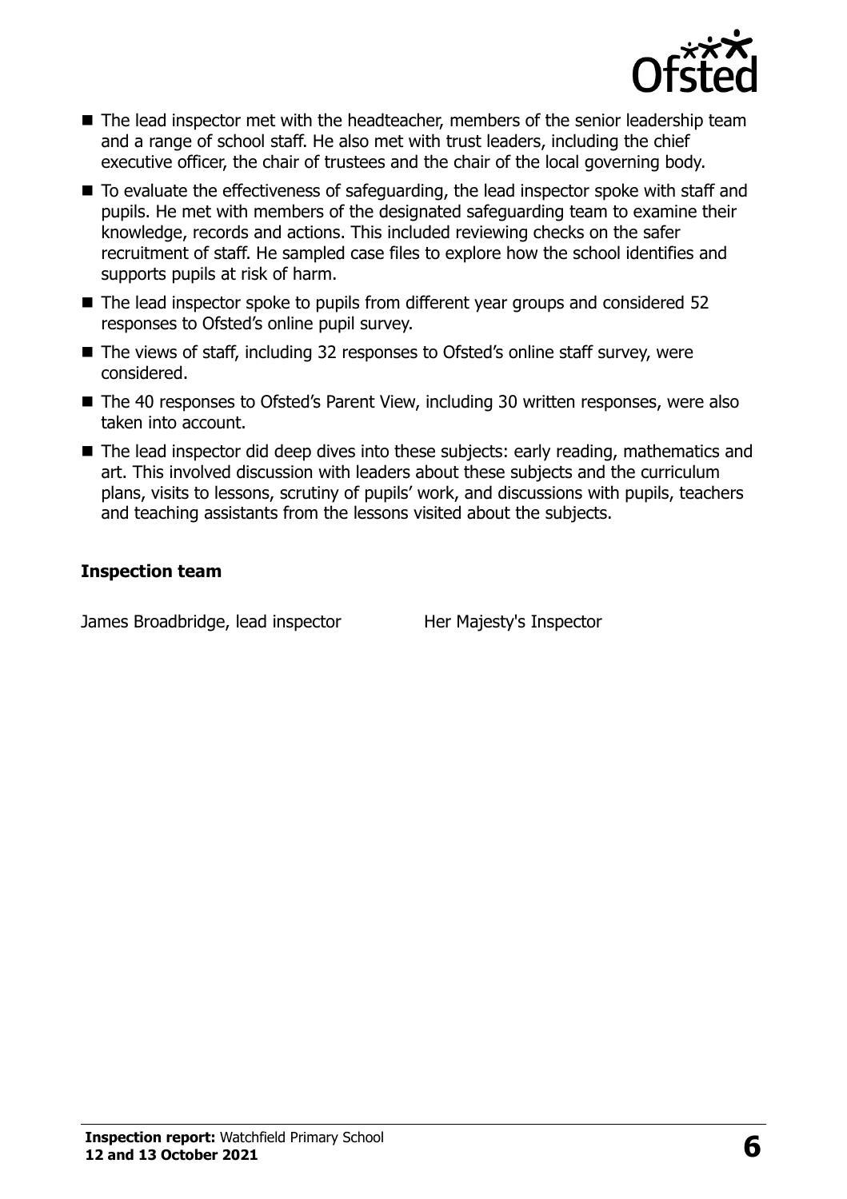- The lead inspector met with the headteacher, members of the senior leadership team and a range of school staff. He also met with trust leaders, including the chief executive officer, the chair of trustees and the chair of the local governing body.
- To evaluate the effectiveness of safeguarding, the lead inspector spoke with staff and pupils. He met with members of the designated safeguarding team to examine their knowledge, records and actions. This included reviewing checks on the safer recruitment of staff. He sampled case files to explore how the school identifies and supports pupils at risk of harm.
- The lead inspector spoke to pupils from different year groups and considered 52 responses to Ofsted's online pupil survey.
- The views of staff, including 32 responses to Ofsted's online staff survey, were considered.
- The 40 responses to Ofsted's Parent View, including 30 written responses, were also taken into account.
- The lead inspector did deep dives into these subjects: early reading, mathematics and art. This involved discussion with leaders about these subjects and the curriculum plans, visits to lessons, scrutiny of pupils' work, and discussions with pupils, teachers and teaching assistants from the lessons visited about the subjects.

### Inspection team

| | |
|---|---|
| James Broadbridge, lead inspector | Her Majesty's Inspector |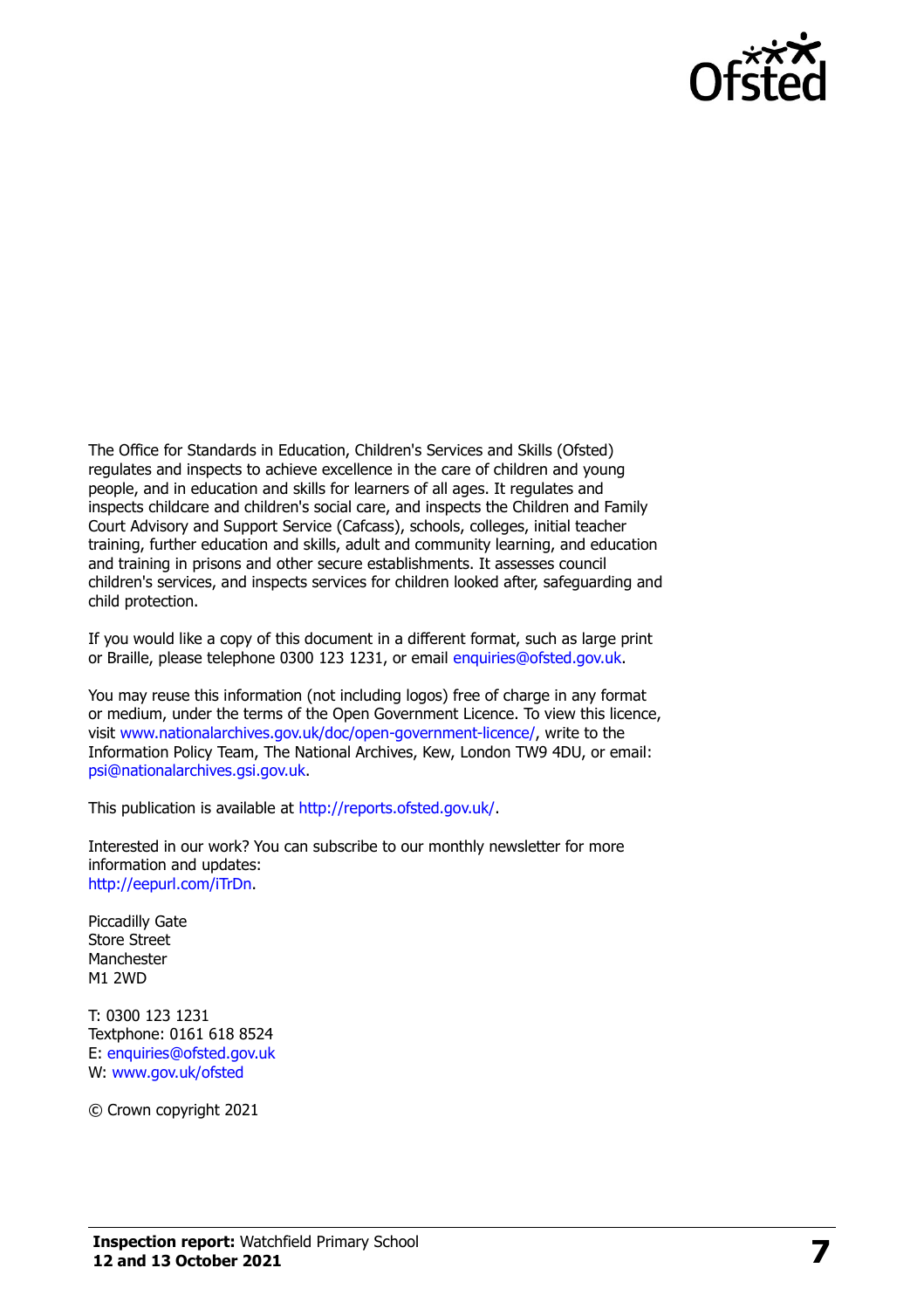The Office for Standards in Education, Children's Services and Skills (Ofsted) regulates and inspects to achieve excellence in the care of children and young people, and in education and skills for learners of all ages. It regulates and inspects childcare and children's social care, and inspects the Children and Family Court Advisory and Support Service (Cafcass), schools, colleges, initial teacher training, further education and skills, adult and community learning, and education and training in prisons and other secure establishments. It assesses council children's services, and inspects services for children looked after, safeguarding and child protection.

If you would like a copy of this document in a different format, such as large print or Braille, please telephone 0300 123 1231, or email enquiries@ofsted.gov.uk.

You may reuse this information (not including logos) free of charge in any format or medium, under the terms of the Open Government Licence. To view this licence, visit www.nationalarchives.gov.uk/doc/open-government-licence/, write to the Information Policy Team, The National Archives, Kew, London TW9 4DU, or email: psi@nationalarchives.gsi.gov.uk.

This publication is available at http://reports.ofsted.gov.uk/.

Interested in our work? You can subscribe to our monthly newsletter for more information and updates:
http://eepurl.com/iTrDn.

Piccadilly Gate
Store Street
Manchester
M1 2WD

T: 0300 123 1231
Textphone: 0161 618 8524
E: enquiries@ofsted.gov.uk
W: www.gov.uk/ofsted

© Crown copyright 2021